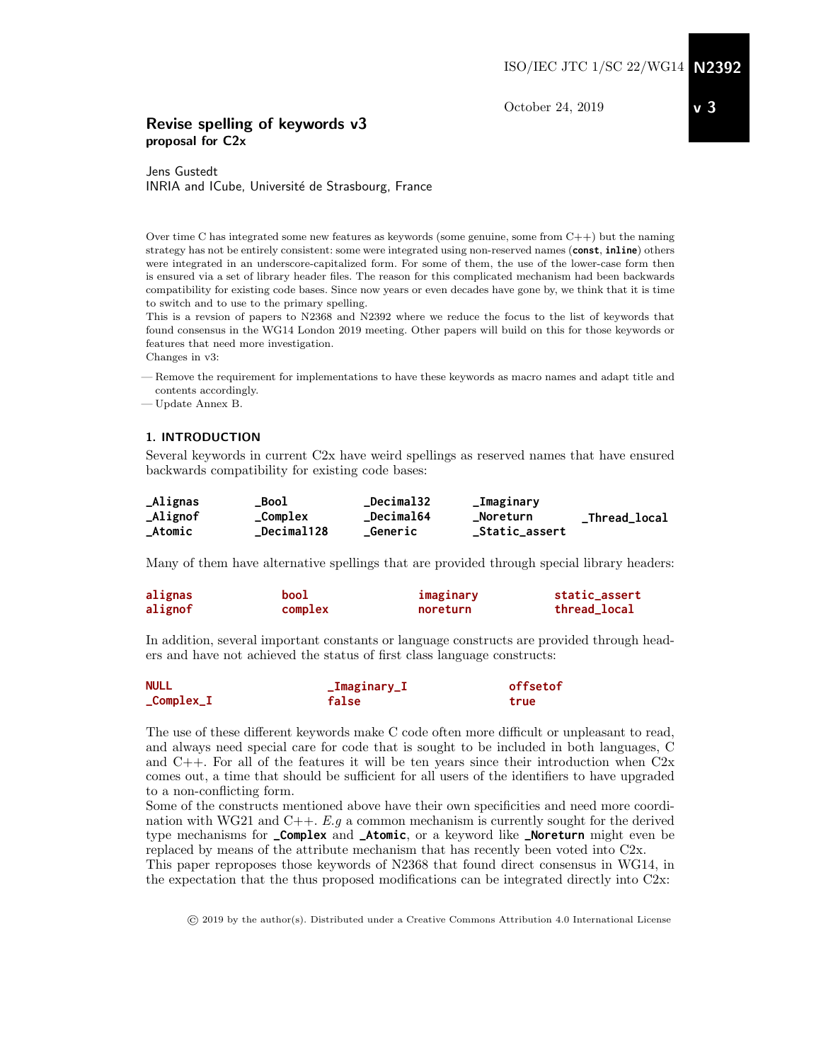ISO/IEC JTC 1/SC 22/WG14 **N2392**

October 24, 2019 **v 3**

# Revise spelling of keywords v3

**proposal for C2x**

Jens Gustedt
INRIA and ICube, Université de Strasbourg, France

Over time C has integrated some new features as keywords (some genuine, some from C++) but the naming strategy has not be entirely consistent: some were integrated using non-reserved names (**const**, **inline**) others were integrated in an underscore-capitalized form. For some of them, the use of the lower-case form then is ensured via a set of library header files. The reason for this complicated mechanism had been backwards compatibility for existing code bases. Since now years or even decades have gone by, we think that it is time to switch and to use to the primary spelling.

This is a revsion of papers to N2368 and N2392 where we reduce the focus to the list of keywords that found consensus in the WG14 London 2019 meeting. Other papers will build on this for those keywords or features that need more investigation.

Changes in v3:

— Remove the requirement for implementations to have these keywords as macro names and adapt title and contents accordingly.
— Update Annex B.

## 1. INTRODUCTION

Several keywords in current C2x have weird spellings as reserved names that have ensured backwards compatibility for existing code bases:

| | | | | |
|---|---|---|---|---|
| **_Alignas** | **_Bool** | **_Decimal32** | **_Imaginary** | |
| **_Alignof** | **_Complex** | **_Decimal64** | **_Noreturn** | **_Thread_local** |
| **_Atomic** | **_Decimal128** | **_Generic** | **_Static_assert** | |

Many of them have alternative spellings that are provided through special library headers:

| | | | |
|---|---|---|---|
| **alignas** | **bool** | **imaginary** | **static_assert** |
| **alignof** | **complex** | **noreturn** | **thread_local** |

In addition, several important constants or language constructs are provided through headers and have not achieved the status of first class language constructs:

| | | |
|---|---|---|
| **NULL** | **_Imaginary_I** | **offsetof** |
| **_Complex_I** | **false** | **true** |

The use of these different keywords make C code often more difficult or unpleasant to read, and always need special care for code that is sought to be included in both languages, C and C++. For all of the features it will be ten years since their introduction when C2x comes out, a time that should be sufficient for all users of the identifiers to have upgraded to a non-conflicting form.

Some of the constructs mentioned above have their own specificities and need more coordination with WG21 and C++. *E.g* a common mechanism is currently sought for the derived type mechanisms for **_Complex** and **_Atomic**, or a keyword like **_Noreturn** might even be replaced by means of the attribute mechanism that has recently been voted into C2x.

This paper reproposes those keywords of N2368 that found direct consensus in WG14, in the expectation that the thus proposed modifications can be integrated directly into C2x:

© 2019 by the author(s). Distributed under a Creative Commons Attribution 4.0 International License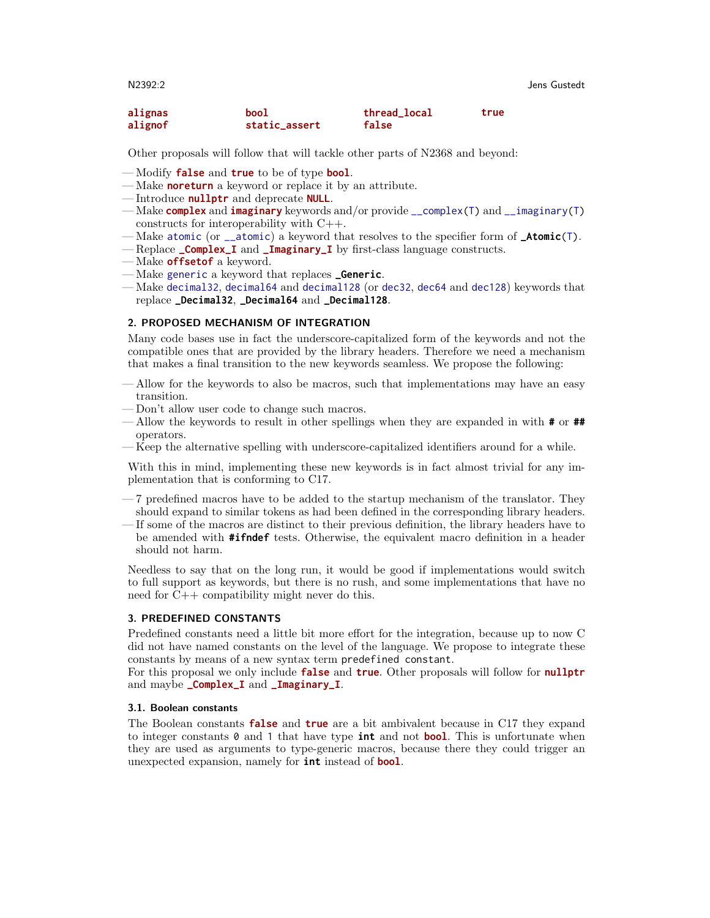```
alignas         bool            thread_local    true
alignof         static_assert   false
```

Other proposals will follow that will tackle other parts of N2368 and beyond:

- Modify `false` and `true` to be of type `bool`.
- Make `noreturn` a keyword or replace it by an attribute.
- Introduce `nullptr` and deprecate `NULL`.
- Make `complex` and `imaginary` keywords and/or provide `__complex(T)` and `__imaginary(T)` constructs for interoperability with C++.
- Make `atomic` (or `__atomic`) a keyword that resolves to the specifier form of `_Atomic(T)`.
- Replace `_Complex_I` and `_Imaginary_I` by first-class language constructs.
- Make `offsetof` a keyword.
- Make `generic` a keyword that replaces `_Generic`.
- Make `decimal32`, `decimal64` and `decimal128` (or `dec32`, `dec64` and `dec128`) keywords that replace `_Decimal32`, `_Decimal64` and `_Decimal128`.

## 2. PROPOSED MECHANISM OF INTEGRATION

Many code bases use in fact the underscore-capitalized form of the keywords and not the compatible ones that are provided by the library headers. Therefore we need a mechanism that makes a final transition to the new keywords seamless. We propose the following:

- Allow for the keywords to also be macros, such that implementations may have an easy transition.
- Don't allow user code to change such macros.
- Allow the keywords to result in other spellings when they are expanded in with `#` or `##` operators.
- Keep the alternative spelling with underscore-capitalized identifiers around for a while.

With this in mind, implementing these new keywords is in fact almost trivial for any implementation that is conforming to C17.

- 7 predefined macros have to be added to the startup mechanism of the translator. They should expand to similar tokens as had been defined in the corresponding library headers.
- If some of the macros are distinct to their previous definition, the library headers have to be amended with `#ifndef` tests. Otherwise, the equivalent macro definition in a header should not harm.

Needless to say that on the long run, it would be good if implementations would switch to full support as keywords, but there is no rush, and some implementations that have no need for C++ compatibility might never do this.

## 3. PREDEFINED CONSTANTS

Predefined constants need a little bit more effort for the integration, because up to now C did not have named constants on the level of the language. We propose to integrate these constants by means of a new syntax term `predefined constant`.

For this proposal we only include `false` and `true`. Other proposals will follow for `nullptr` and maybe `_Complex_I` and `_Imaginary_I`.

### 3.1. Boolean constants

The Boolean constants `false` and `true` are a bit ambivalent because in C17 they expand to integer constants `0` and `1` that have type `int` and not `bool`. This is unfortunate when they are used as arguments to type-generic macros, because there they could trigger an unexpected expansion, namely for `int` instead of `bool`.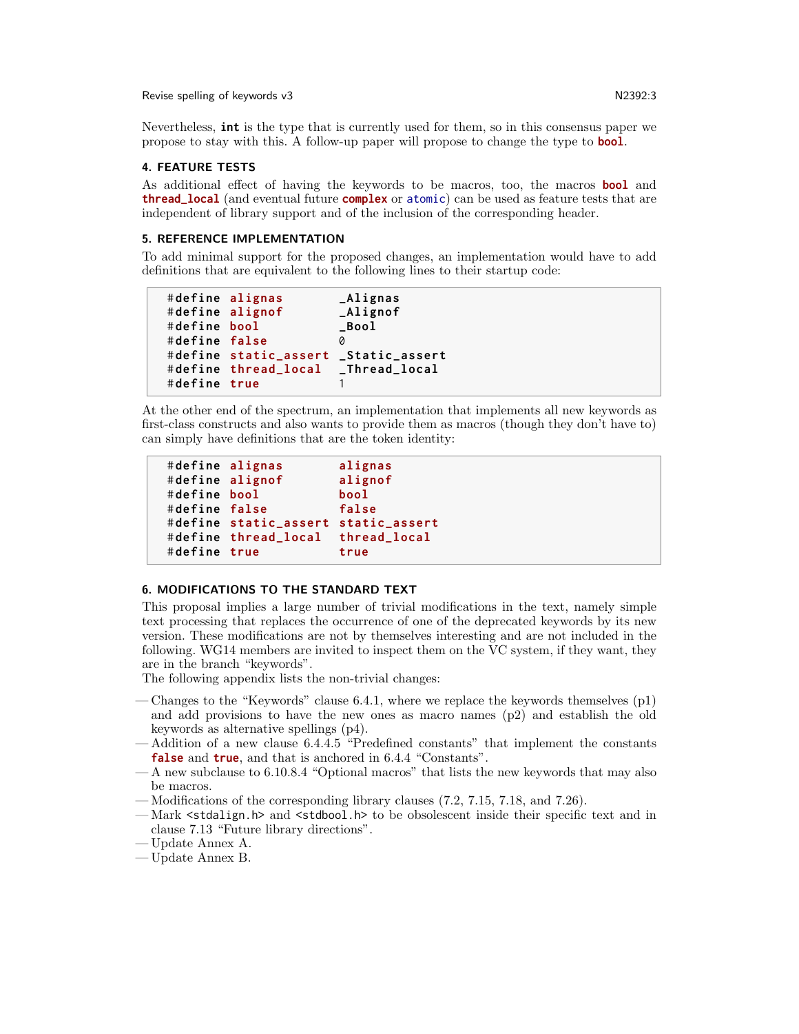Nevertheless, **int** is the type that is currently used for them, so in this consensus paper we propose to stay with this. A follow-up paper will propose to change the type to **bool**.

## 4. FEATURE TESTS

As additional effect of having the keywords to be macros, too, the macros **bool** and **thread_local** (and eventual future **complex** or atomic) can be used as feature tests that are independent of library support and of the inclusion of the corresponding header.

## 5. REFERENCE IMPLEMENTATION

To add minimal support for the proposed changes, an implementation would have to add definitions that are equivalent to the following lines to their startup code:

```
#define alignas       _Alignas
#define alignof       _Alignof
#define bool          _Bool
#define false         0
#define static_assert _Static_assert
#define thread_local  _Thread_local
#define true          1
```

At the other end of the spectrum, an implementation that implements all new keywords as first-class constructs and also wants to provide them as macros (though they don't have to) can simply have definitions that are the token identity:

```
#define alignas       alignas
#define alignof       alignof
#define bool          bool
#define false         false
#define static_assert static_assert
#define thread_local  thread_local
#define true          true
```

## 6. MODIFICATIONS TO THE STANDARD TEXT

This proposal implies a large number of trivial modifications in the text, namely simple text processing that replaces the occurrence of one of the deprecated keywords by its new version. These modifications are not by themselves interesting and are not included in the following. WG14 members are invited to inspect them on the VC system, if they want, they are in the branch "keywords".

The following appendix lists the non-trivial changes:

- Changes to the "Keywords" clause 6.4.1, where we replace the keywords themselves (p1) and add provisions to have the new ones as macro names (p2) and establish the old keywords as alternative spellings (p4).
- Addition of a new clause 6.4.4.5 "Predefined constants" that implement the constants **false** and **true**, and that is anchored in 6.4.4 "Constants".
- A new subclause to 6.10.8.4 "Optional macros" that lists the new keywords that may also be macros.
- Modifications of the corresponding library clauses (7.2, 7.15, 7.18, and 7.26).
- Mark `<stdalign.h>` and `<stdbool.h>` to be obsolescent inside their specific text and in clause 7.13 "Future library directions".
- Update Annex A.
- Update Annex B.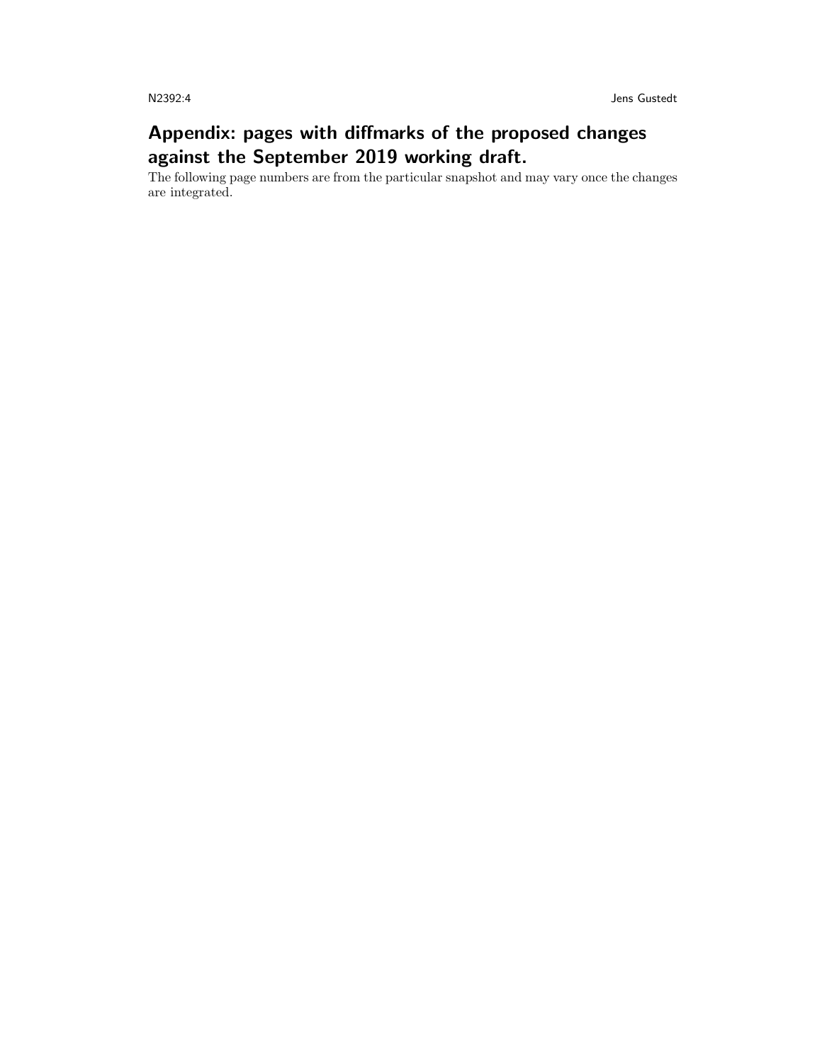## Appendix: pages with diffmarks of the proposed changes against the September 2019 working draft.

The following page numbers are from the particular snapshot and may vary once the changes are integrated.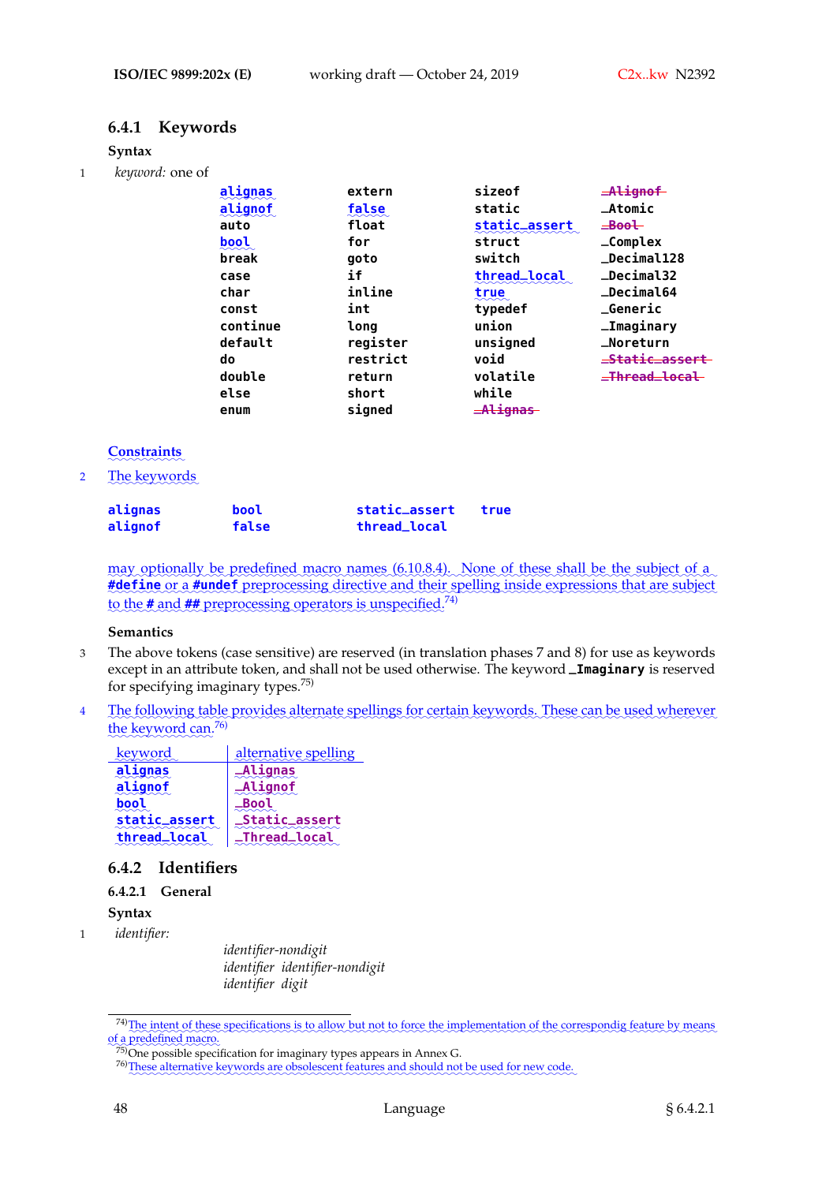### 6.4.1 Keywords

**Syntax**

1 *keyword:* one of

```
alignas      extern       sizeof          _Alignof
alignof      false        static          _Atomic
auto         float        static_assert   _Bool
bool         for          struct          _Complex
break        goto         switch          _Decimal128
case         if           thread_local    _Decimal32
char         inline       true            _Decimal64
const        int          typedef         _Generic
continue     long         union           _Imaginary
default      register     unsigned        _Noreturn
do           restrict     void            _Static_assert
double       return       volatile        _Thread_local
else         short        while
enum         signed       _Alignas
```

**Constraints**

2 The keywords

```
alignas      bool         static_assert   true
alignof      false        thread_local
```

may optionally be predefined macro names (6.10.8.4). None of these shall be the subject of a **#define** or a **#undef** preprocessing directive and their spelling inside expressions that are subject to the **#** and **##** preprocessing operators is unspecified.[74]

**Semantics**

3 The above tokens (case sensitive) are reserved (in translation phases 7 and 8) for use as keywords except in an attribute token, and shall not be used otherwise. The keyword **_Imaginary** is reserved for specifying imaginary types.[75]

4 The following table provides alternate spellings for certain keywords. These can be used wherever the keyword can.[76]

| keyword | alternative spelling |
|---|---|
| **alignas** | **_Alignas** |
| **alignof** | **_Alignof** |
| **bool** | **_Bool** |
| **static_assert** | **_Static_assert** |
| **thread_local** | **_Thread_local** |

### 6.4.2 Identifiers

#### 6.4.2.1 General

**Syntax**

1 *identifier:*

*identifier-nondigit*
*identifier identifier-nondigit*
*identifier digit*

---

[74] The intent of these specifications is to allow but not to force the implementation of the correspondig feature by means of a predefined macro.

[75] One possible specification for imaginary types appears in Annex G.

[76] These alternative keywords are obsolescent features and should not be used for new code.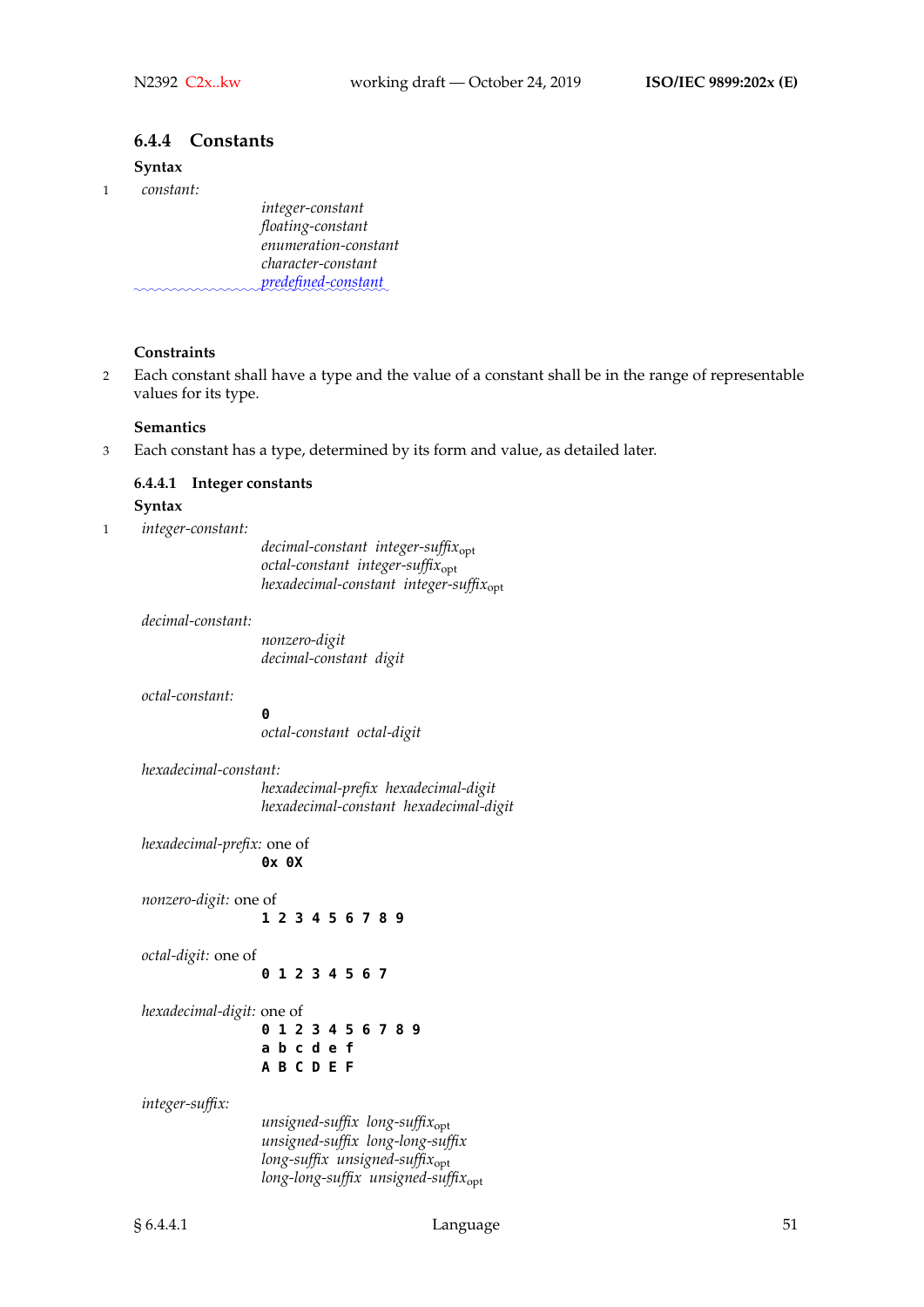### 6.4.4 Constants

**Syntax**

1 *constant:*

> *integer-constant*
> *floating-constant*
> *enumeration-constant*
> *character-constant*
> *predefined-constant*

**Constraints**

2 Each constant shall have a type and the value of a constant shall be in the range of representable values for its type.

**Semantics**

3 Each constant has a type, determined by its form and value, as detailed later.

#### 6.4.4.1 Integer constants

**Syntax**

1 *integer-constant:*

> *decimal-constant integer-suffix*$_{\text{opt}}$
> *octal-constant integer-suffix*$_{\text{opt}}$
> *hexadecimal-constant integer-suffix*$_{\text{opt}}$

*decimal-constant:*

> *nonzero-digit*
> *decimal-constant digit*

*octal-constant:*

> **`0`**
> *octal-constant octal-digit*

*hexadecimal-constant:*

> *hexadecimal-prefix hexadecimal-digit*
> *hexadecimal-constant hexadecimal-digit*

*hexadecimal-prefix:* one of

> **`0x 0X`**

*nonzero-digit:* one of

> **`1 2 3 4 5 6 7 8 9`**

*octal-digit:* one of

> **`0 1 2 3 4 5 6 7`**

*hexadecimal-digit:* one of

> **`0 1 2 3 4 5 6 7 8 9`**
> **`a b c d e f`**
> **`A B C D E F`**

*integer-suffix:*

> *unsigned-suffix long-suffix*$_{\text{opt}}$
> *unsigned-suffix long-long-suffix*
> *long-suffix unsigned-suffix*$_{\text{opt}}$
> *long-long-suffix unsigned-suffix*$_{\text{opt}}$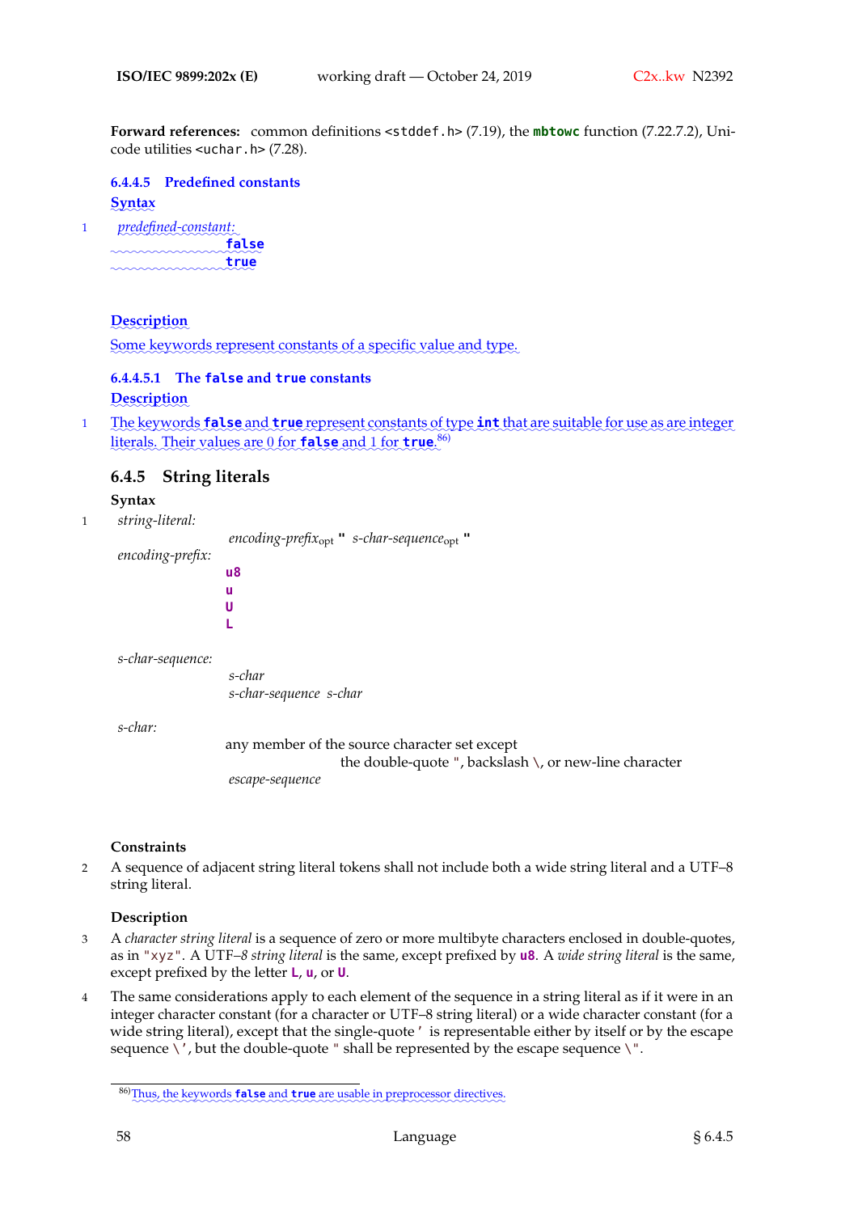**Forward references:** common definitions `<stddef.h>` (7.19), the **`mbtowc`** function (7.22.7.2), Unicode utilities `<uchar.h>` (7.28).

### 6.4.4.5 Predefined constants

**Syntax**

1 *predefined-constant:*

```
        false
        true
```

**Description**

Some keywords represent constants of a specific value and type.

#### 6.4.4.5.1 The `false` and `true` constants

**Description**

1 The keywords **`false`** and **`true`** represent constants of type **`int`** that are suitable for use as are integer literals. Their values are 0 for **`false`** and 1 for **`true`**.[86)]

## 6.4.5 String literals

**Syntax**

1 *string-literal:*

  *encoding-prefix*$_{opt}$ **"** *s-char-sequence*$_{opt}$ **"**

*encoding-prefix:*

```
        u8
        u
        U
        L
```

*s-char-sequence:*

  *s-char*
  *s-char-sequence s-char*

*s-char:*

  any member of the source character set except
    the double-quote `"`, backslash `\`, or new-line character
  *escape-sequence*

**Constraints**

2 A sequence of adjacent string literal tokens shall not include both a wide string literal and a UTF–8 string literal.

**Description**

3 A *character string literal* is a sequence of zero or more multibyte characters enclosed in double-quotes, as in `"xyz"`. A UTF–*8 string literal* is the same, except prefixed by **`u8`**. A *wide string literal* is the same, except prefixed by the letter **`L`**, **`u`**, or **`U`**.

4 The same considerations apply to each element of the sequence in a string literal as if it were in an integer character constant (for a character or UTF–8 string literal) or a wide character constant (for a wide string literal), except that the single-quote `'` is representable either by itself or by the escape sequence `\'`, but the double-quote `"` shall be represented by the escape sequence `\"`.

---

86) Thus, the keywords **`false`** and **`true`** are usable in preprocessor directives.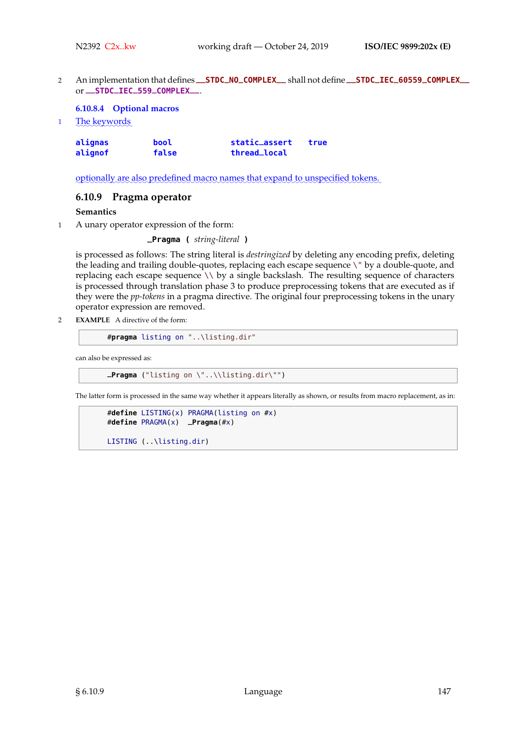2 An implementation that defines `__STDC_NO_COMPLEX__` shall not define `__STDC_IEC_60559_COMPLEX__` or `__STDC_IEC_559_COMPLEX__`.

#### 6.10.8.4 Optional macros

1 The keywords

```
alignas     bool      static_assert   true
alignof     false     thread_local
```

optionally are also predefined macro names that expand to unspecified tokens.

### 6.10.9 Pragma operator

**Semantics**

1 A unary operator expression of the form:

**_Pragma (** *string-literal* **)**

is processed as follows: The string literal is *destringized* by deleting any encoding prefix, deleting the leading and trailing double-quotes, replacing each escape sequence `\"` by a double-quote, and replacing each escape sequence `\\` by a single backslash. The resulting sequence of characters is processed through translation phase 3 to produce preprocessing tokens that are executed as if they were the *pp-tokens* in a pragma directive. The original four preprocessing tokens in the unary operator expression are removed.

2 **EXAMPLE** A directive of the form:

```
#pragma listing on "..\listing.dir"
```

can also be expressed as:

```
_Pragma ("listing on \"..\\listing.dir\"")
```

The latter form is processed in the same way whether it appears literally as shown, or results from macro replacement, as in:

```
#define LISTING(x) PRAGMA(listing on #x)
#define PRAGMA(x)  _Pragma(#x)

LISTING (..\listing.dir)
```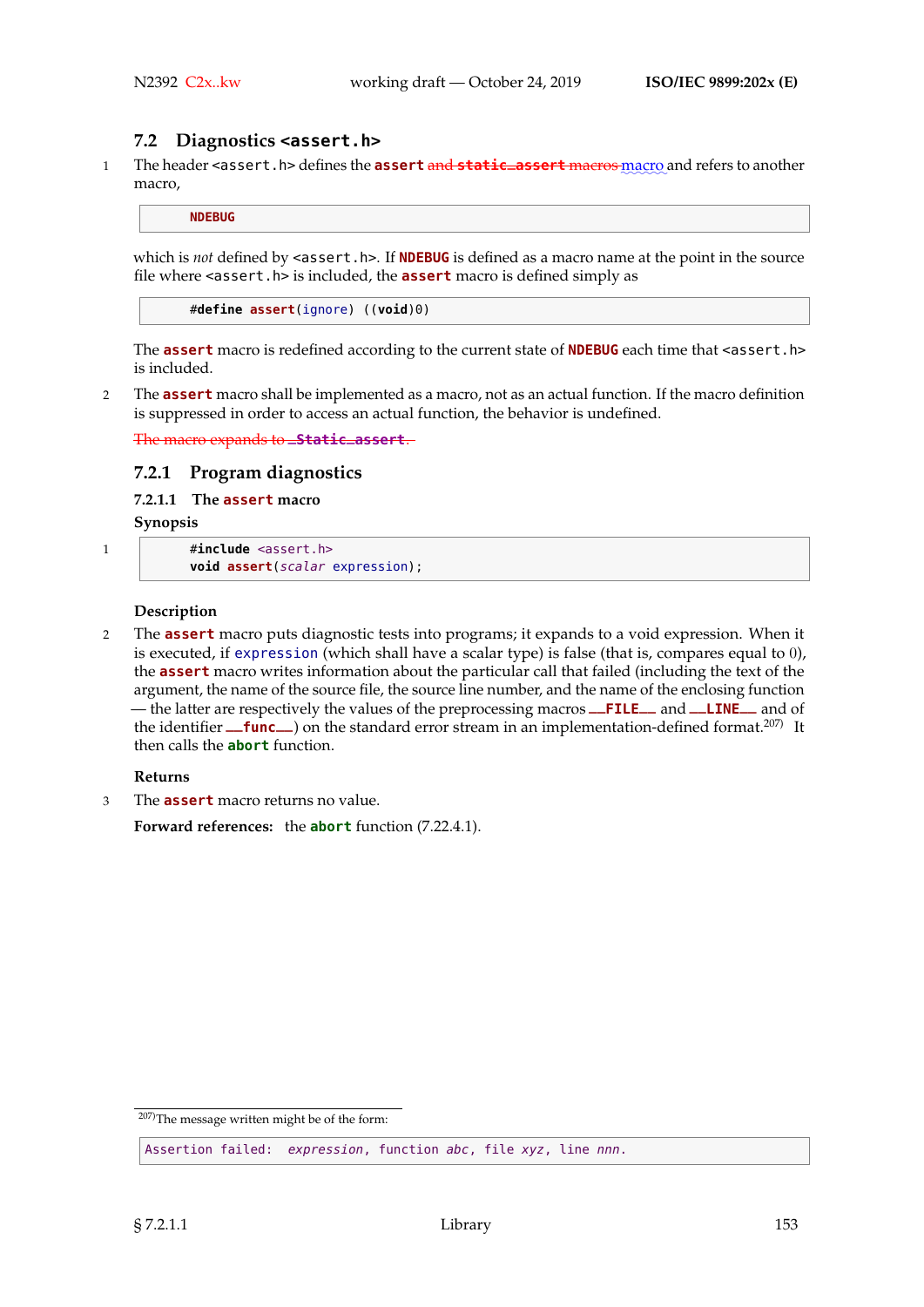## 7.2 Diagnostics `<assert.h>`

1 The header `<assert.h>` defines the **assert** ~~and **static_assert** macros~~ macro and refers to another macro,

```
NDEBUG
```

which is *not* defined by `<assert.h>`. If **NDEBUG** is defined as a macro name at the point in the source file where `<assert.h>` is included, the **assert** macro is defined simply as

```
#define assert(ignore) ((void)0)
```

The **assert** macro is redefined according to the current state of **NDEBUG** each time that `<assert.h>` is included.

2 The **assert** macro shall be implemented as a macro, not as an actual function. If the macro definition is suppressed in order to access an actual function, the behavior is undefined.

~~The macro expands to **_Static_assert**.~~

### 7.2.1 Program diagnostics

#### 7.2.1.1 The assert macro

**Synopsis**

1
```
#include <assert.h>
void assert(scalar expression);
```

**Description**

2 The **assert** macro puts diagnostic tests into programs; it expands to a void expression. When it is executed, if `expression` (which shall have a scalar type) is false (that is, compares equal to 0), the **assert** macro writes information about the particular call that failed (including the text of the argument, the name of the source file, the source line number, and the name of the enclosing function — the latter are respectively the values of the preprocessing macros **__FILE__** and **__LINE__** and of the identifier **__func__**) on the standard error stream in an implementation-defined format.[207] It then calls the **abort** function.

**Returns**

3 The **assert** macro returns no value.

**Forward references:** the **abort** function (7.22.4.1).

---

[207] The message written might be of the form:

```
Assertion failed: expression, function abc, file xyz, line nnn.
```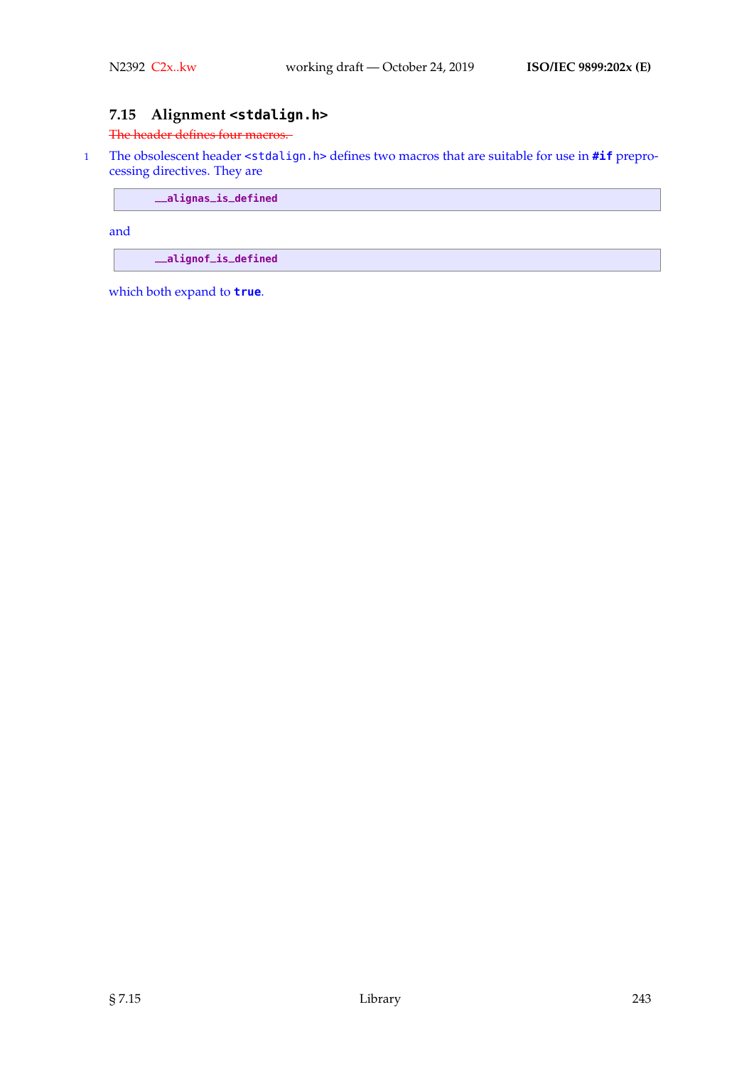### 7.15 Alignment `<stdalign.h>`

~~The header defines four macros.~~

1 The obsolescent header `<stdalign.h>` defines two macros that are suitable for use in **`#if`** preprocessing directives. They are

```
__alignas_is_defined
```

and

```
__alignof_is_defined
```

which both expand to **`true`**.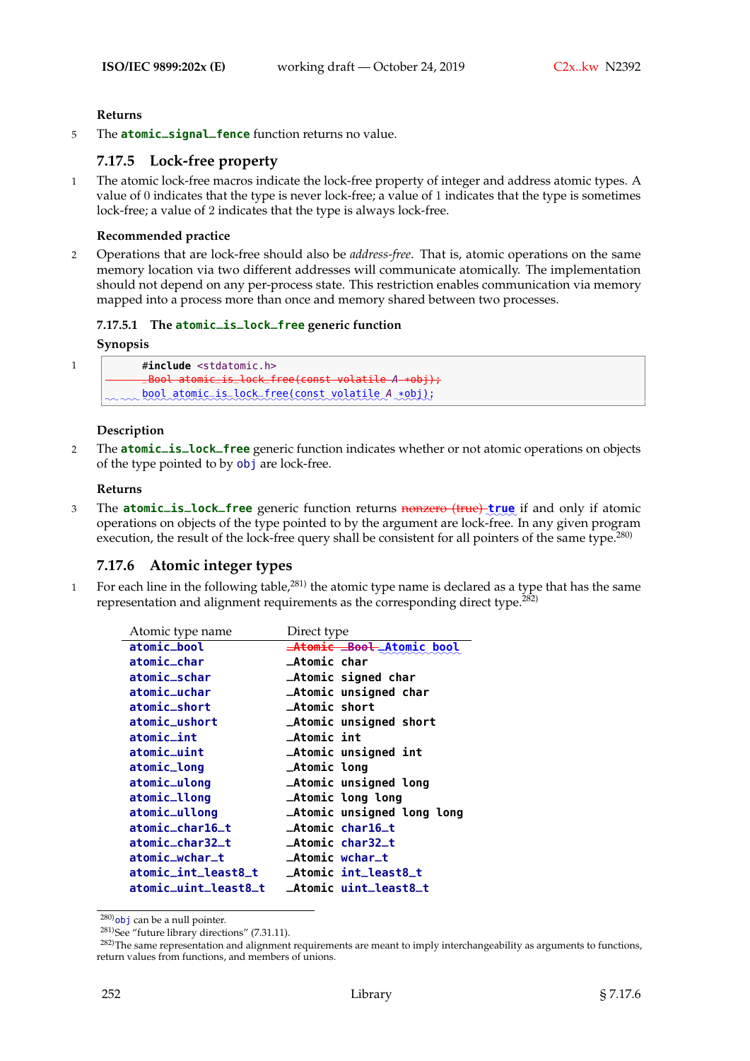**Returns**

5 The **atomic_signal_fence** function returns no value.

## 7.17.5 Lock-free property

1 The atomic lock-free macros indicate the lock-free property of integer and address atomic types. A value of 0 indicates that the type is never lock-free; a value of 1 indicates that the type is sometimes lock-free; a value of 2 indicates that the type is always lock-free.

**Recommended practice**

2 Operations that are lock-free should also be *address-free*. That is, atomic operations on the same memory location via two different addresses will communicate atomically. The implementation should not depend on any per-process state. This restriction enables communication via memory mapped into a process more than once and memory shared between two processes.

### 7.17.5.1 The atomic_is_lock_free generic function

**Synopsis**

1
```
#include <stdatomic.h>
~~_Bool atomic_is_lock_free(const volatile A *obj);~~
bool atomic_is_lock_free(const volatile A *obj);
```

**Description**

2 The **atomic_is_lock_free** generic function indicates whether or not atomic operations on objects of the type pointed to by `obj` are lock-free.

**Returns**

3 The **atomic_is_lock_free** generic function returns ~~nonzero (true)~~ **true** if and only if atomic operations on objects of the type pointed to by the argument are lock-free. In any given program execution, the result of the lock-free query shall be consistent for all pointers of the same type.[280)]

## 7.17.6 Atomic integer types

1 For each line in the following table,[281)] the atomic type name is declared as a type that has the same representation and alignment requirements as the corresponding direct type.[282)]

| Atomic type name | Direct type |
|---|---|
| atomic_bool | ~~_Atomic _Bool~~ _Atomic bool |
| atomic_char | _Atomic char |
| atomic_schar | _Atomic signed char |
| atomic_uchar | _Atomic unsigned char |
| atomic_short | _Atomic short |
| atomic_ushort | _Atomic unsigned short |
| atomic_int | _Atomic int |
| atomic_uint | _Atomic unsigned int |
| atomic_long | _Atomic long |
| atomic_ulong | _Atomic unsigned long |
| atomic_llong | _Atomic long long |
| atomic_ullong | _Atomic unsigned long long |
| atomic_char16_t | _Atomic char16_t |
| atomic_char32_t | _Atomic char32_t |
| atomic_wchar_t | _Atomic wchar_t |
| atomic_int_least8_t | _Atomic int_least8_t |
| atomic_uint_least8_t | _Atomic uint_least8_t |

---

280) `obj` can be a null pointer.

281) See "future library directions" (7.31.11).

282) The same representation and alignment requirements are meant to imply interchangeability as arguments to functions, return values from functions, and members of unions.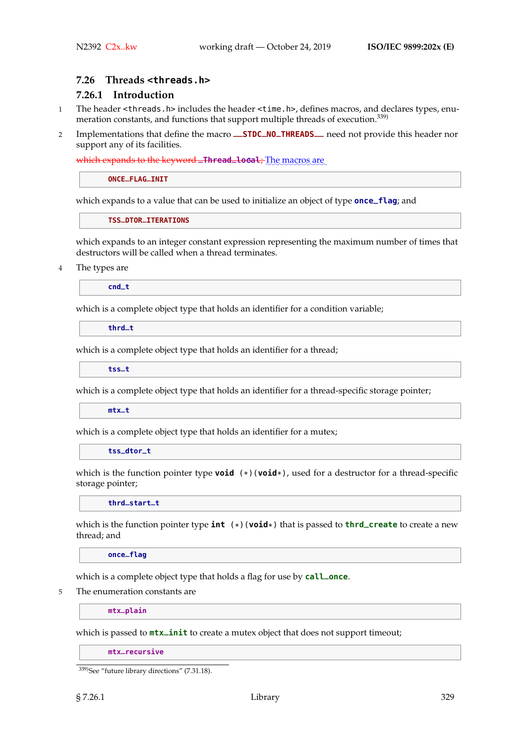## 7.26 Threads `<threads.h>`

### 7.26.1 Introduction

1 The header `<threads.h>` includes the header `<time.h>`, defines macros, and declares types, enumeration constants, and functions that support multiple threads of execution.[339]

2 Implementations that define the macro `__STDC_NO_THREADS__` need not provide this header nor support any of its facilities.

~~which expands to the keyword `_Thread_local`;~~ The macros are

```
ONCE_FLAG_INIT
```

which expands to a value that can be used to initialize an object of type `once_flag`; and

```
TSS_DTOR_ITERATIONS
```

which expands to an integer constant expression representing the maximum number of times that destructors will be called when a thread terminates.

4 The types are

```
cnd_t
```

which is a complete object type that holds an identifier for a condition variable;

```
thrd_t
```

which is a complete object type that holds an identifier for a thread;

```
tss_t
```

which is a complete object type that holds an identifier for a thread-specific storage pointer;

```
mtx_t
```

which is a complete object type that holds an identifier for a mutex;

```
tss_dtor_t
```

which is the function pointer type `void (*)(void*)`, used for a destructor for a thread-specific storage pointer;

```
thrd_start_t
```

which is the function pointer type `int (*)(void*)` that is passed to `thrd_create` to create a new thread; and

```
once_flag
```

which is a complete object type that holds a flag for use by `call_once`.

5 The enumeration constants are

```
mtx_plain
```

which is passed to `mtx_init` to create a mutex object that does not support timeout;

```
mtx_recursive
```

[339] See "future library directions" (7.31.18).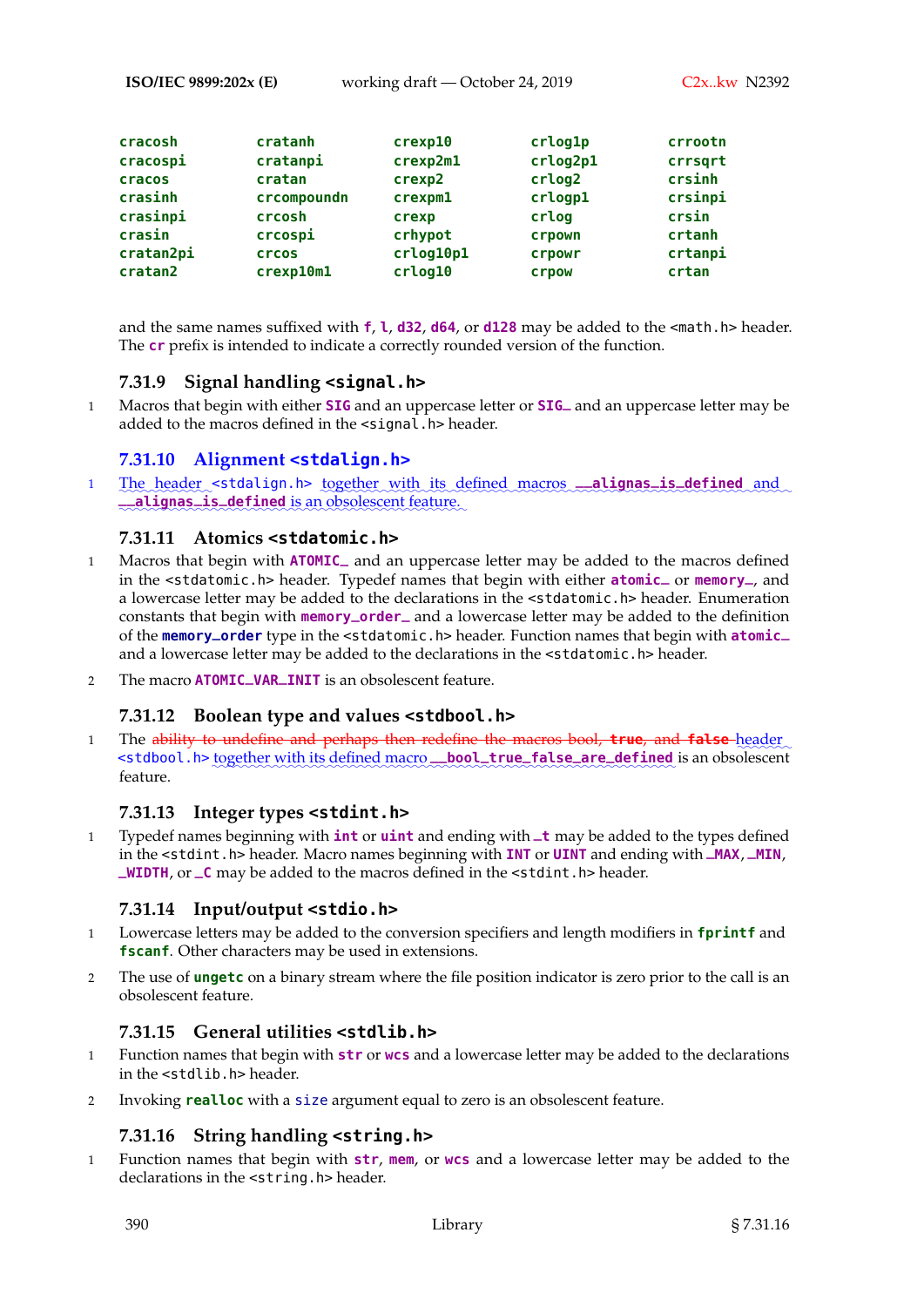| | | | | |
|---|---|---|---|---|
| **cracosh** | **cratanh** | **crexp10** | **crlog1p** | **crrootn** |
| **cracospi** | **cratanpi** | **crexp2m1** | **crlog2p1** | **crrsqrt** |
| **cracos** | **cratan** | **crexp2** | **crlog2** | **crsinh** |
| **crasinh** | **crcompoundn** | **crexpm1** | **crlogp1** | **crsinpi** |
| **crasinpi** | **crcosh** | **crexp** | **crlog** | **crsin** |
| **crasin** | **crcospi** | **crhypot** | **crpown** | **crtanh** |
| **cratan2pi** | **crcos** | **crlog10p1** | **crpowr** | **crtanpi** |
| **cratan2** | **crexp10m1** | **crlog10** | **crpow** | **crtan** |

and the same names suffixed with **f**, **l**, **d32**, **d64**, or **d128** may be added to the `<math.h>` header. The **cr** prefix is intended to indicate a correctly rounded version of the function.

### 7.31.9 Signal handling `<signal.h>`

1 Macros that begin with either **SIG** and an uppercase letter or **SIG_** and an uppercase letter may be added to the macros defined in the `<signal.h>` header.

### 7.31.10 Alignment `<stdalign.h>`

1 The header `<stdalign.h>` together with its defined macros **__alignas_is_defined** and **__alignas_is_defined** is an obsolescent feature.

### 7.31.11 Atomics `<stdatomic.h>`

1 Macros that begin with **ATOMIC_** and an uppercase letter may be added to the macros defined in the `<stdatomic.h>` header. Typedef names that begin with either **atomic_** or **memory_**, and a lowercase letter may be added to the declarations in the `<stdatomic.h>` header. Enumeration constants that begin with **memory_order_** and a lowercase letter may be added to the definition of the **memory_order** type in the `<stdatomic.h>` header. Function names that begin with **atomic_** and a lowercase letter may be added to the declarations in the `<stdatomic.h>` header.

2 The macro **ATOMIC_VAR_INIT** is an obsolescent feature.

### 7.31.12 Boolean type and values `<stdbool.h>`

1 The ~~ability to undefine and perhaps then redefine the macros bool, **true**, and **false**~~ header `<stdbool.h>` together with its defined macro **__bool_true_false_are_defined** is an obsolescent feature.

### 7.31.13 Integer types `<stdint.h>`

1 Typedef names beginning with **int** or **uint** and ending with **_t** may be added to the types defined in the `<stdint.h>` header. Macro names beginning with **INT** or **UINT** and ending with **_MAX**, **_MIN**, **_WIDTH**, or **_C** may be added to the macros defined in the `<stdint.h>` header.

### 7.31.14 Input/output `<stdio.h>`

1 Lowercase letters may be added to the conversion specifiers and length modifiers in **fprintf** and **fscanf**. Other characters may be used in extensions.

2 The use of **ungetc** on a binary stream where the file position indicator is zero prior to the call is an obsolescent feature.

### 7.31.15 General utilities `<stdlib.h>`

1 Function names that begin with **str** or **wcs** and a lowercase letter may be added to the declarations in the `<stdlib.h>` header.

2 Invoking **realloc** with a `size` argument equal to zero is an obsolescent feature.

### 7.31.16 String handling `<string.h>`

1 Function names that begin with **str**, **mem**, or **wcs** and a lowercase letter may be added to the declarations in the `<string.h>` header.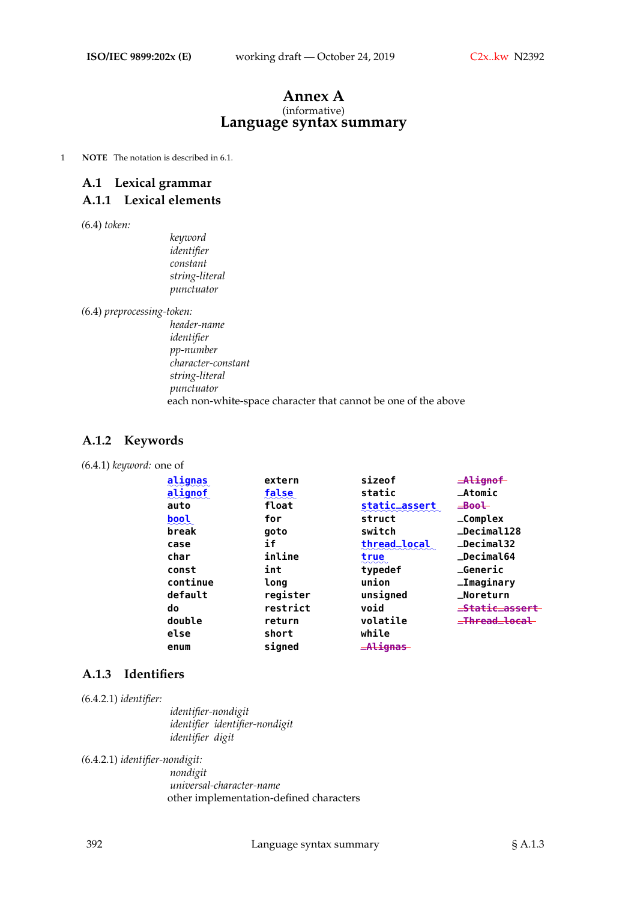# Annex A
(informative)
# Language syntax summary

1 **NOTE** The notation is described in 6.1.

## A.1 Lexical grammar

### A.1.1 Lexical elements

(6.4) *token:*

> *keyword*
> *identifier*
> *constant*
> *string-literal*
> *punctuator*

(6.4) *preprocessing-token:*

> *header-name*
> *identifier*
> *pp-number*
> *character-constant*
> *string-literal*
> *punctuator*
> each non-white-space character that cannot be one of the above

### A.1.2 Keywords

(6.4.1) *keyword:* one of

| | | | |
|---|---|---|---|
| `alignas` | `extern` | `sizeof` | ~~`_Alignof`~~ |
| `alignof` | `false` | `static` | `_Atomic` |
| `auto` | `float` | `static_assert` | ~~`_Bool`~~ |
| `bool` | `for` | `struct` | `_Complex` |
| `break` | `goto` | `switch` | `_Decimal128` |
| `case` | `if` | `thread_local` | `_Decimal32` |
| `char` | `inline` | `true` | `_Decimal64` |
| `const` | `int` | `typedef` | `_Generic` |
| `continue` | `long` | `union` | `_Imaginary` |
| `default` | `register` | `unsigned` | `_Noreturn` |
| `do` | `restrict` | `void` | ~~`_Static_assert`~~ |
| `double` | `return` | `volatile` | ~~`_Thread_local`~~ |
| `else` | `short` | `while` | |
| `enum` | `signed` | ~~`_Alignas`~~ | |

### A.1.3 Identifiers

(6.4.2.1) *identifier:*

> *identifier-nondigit*
> *identifier identifier-nondigit*
> *identifier digit*

(6.4.2.1) *identifier-nondigit:*

> *nondigit*
> *universal-character-name*
> other implementation-defined characters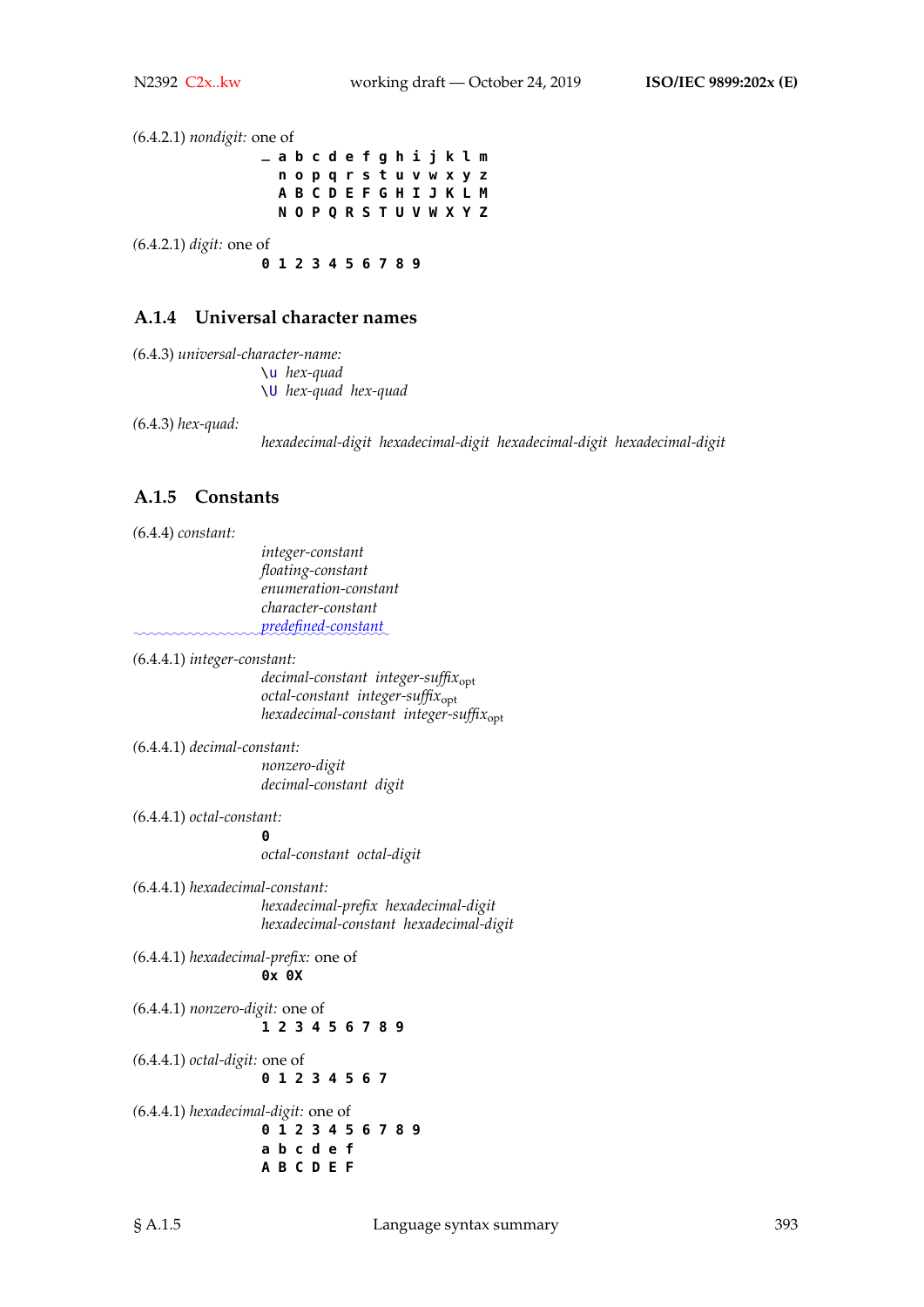(6.4.2.1) *nondigit:* one of

```
_ a b c d e f g h i j k l m
  n o p q r s t u v w x y z
  A B C D E F G H I J K L M
  N O P Q R S T U V W X Y Z
```

(6.4.2.1) *digit:* one of

```
0 1 2 3 4 5 6 7 8 9
```

### A.1.4 Universal character names

(6.4.3) *universal-character-name:*

 `\u` *hex-quad*
 `\U` *hex-quad hex-quad*

(6.4.3) *hex-quad:*

 *hexadecimal-digit hexadecimal-digit hexadecimal-digit hexadecimal-digit*

### A.1.5 Constants

(6.4.4) *constant:*

 *integer-constant*
 *floating-constant*
 *enumeration-constant*
 *character-constant*
 *predefined-constant*

(6.4.4.1) *integer-constant:*

 *decimal-constant integer-suffix*$_{opt}$
 *octal-constant integer-suffix*$_{opt}$
 *hexadecimal-constant integer-suffix*$_{opt}$

(6.4.4.1) *decimal-constant:*

 *nonzero-digit*
 *decimal-constant digit*

(6.4.4.1) *octal-constant:*

 `0`
 *octal-constant octal-digit*

(6.4.4.1) *hexadecimal-constant:*

 *hexadecimal-prefix hexadecimal-digit*
 *hexadecimal-constant hexadecimal-digit*

(6.4.4.1) *hexadecimal-prefix:* one of

```
0x 0X
```

(6.4.4.1) *nonzero-digit:* one of

```
1 2 3 4 5 6 7 8 9
```

(6.4.4.1) *octal-digit:* one of

```
0 1 2 3 4 5 6 7
```

(6.4.4.1) *hexadecimal-digit:* one of

```
0 1 2 3 4 5 6 7 8 9
a b c d e f
A B C D E F
```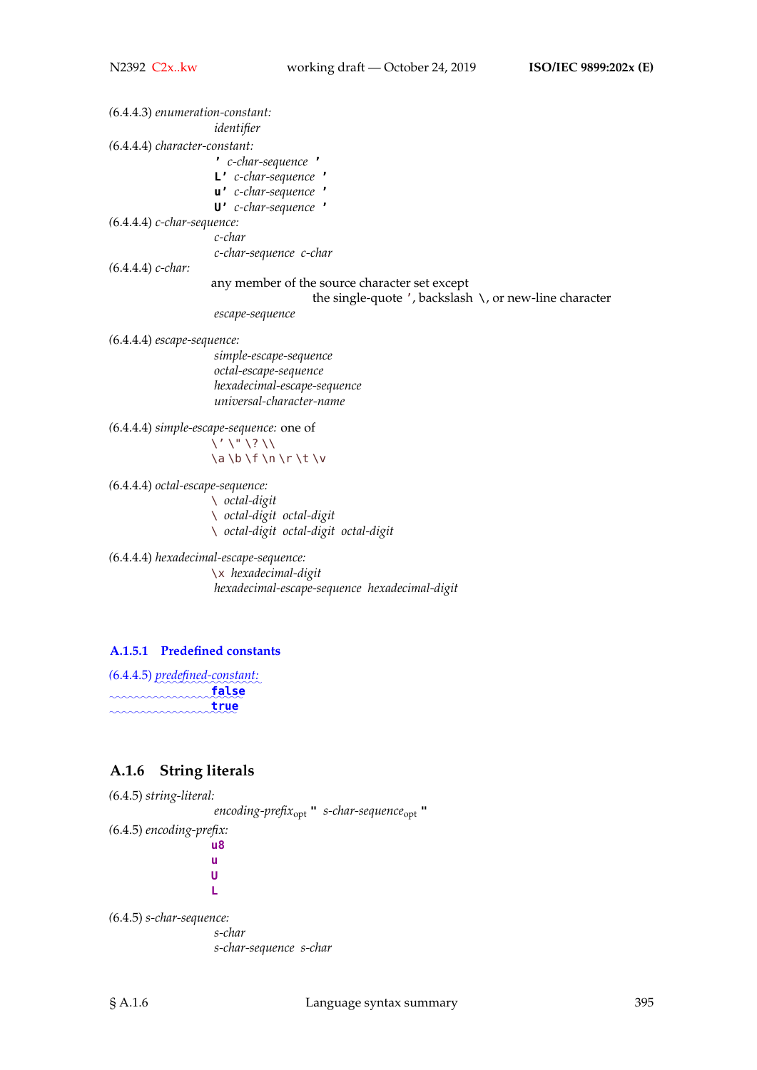(6.4.4.3) *enumeration-constant:*

  *identifier*

(6.4.4.4) *character-constant:*

  **'** *c-char-sequence* **'**
  **L'** *c-char-sequence* **'**
  **u'** *c-char-sequence* **'**
  **U'** *c-char-sequence* **'**

(6.4.4.4) *c-char-sequence:*

  *c-char*
  *c-char-sequence c-char*

(6.4.4.4) *c-char:*

  any member of the source character set except
    the single-quote `'`, backslash `\`, or new-line character
  *escape-sequence*

(6.4.4.4) *escape-sequence:*

  *simple-escape-sequence*
  *octal-escape-sequence*
  *hexadecimal-escape-sequence*
  *universal-character-name*

(6.4.4.4) *simple-escape-sequence:* one of

  `\' \" \? \\`
  `\a \b \f \n \r \t \v`

(6.4.4.4) *octal-escape-sequence:*

  `\` *octal-digit*
  `\` *octal-digit octal-digit*
  `\` *octal-digit octal-digit octal-digit*

(6.4.4.4) *hexadecimal-escape-sequence:*

  `\x` *hexadecimal-digit*
  *hexadecimal-escape-sequence hexadecimal-digit*

#### A.1.5.1 Predefined constants

(6.4.4.5) *predefined-constant:*

  **false**
  **true**

### A.1.6 String literals

(6.4.5) *string-literal:*

  *encoding-prefix*$_{opt}$ **"** *s-char-sequence*$_{opt}$ **"**

(6.4.5) *encoding-prefix:*

  **u8**
  **u**
  **U**
  **L**

(6.4.5) *s-char-sequence:*

  *s-char*
  *s-char-sequence s-char*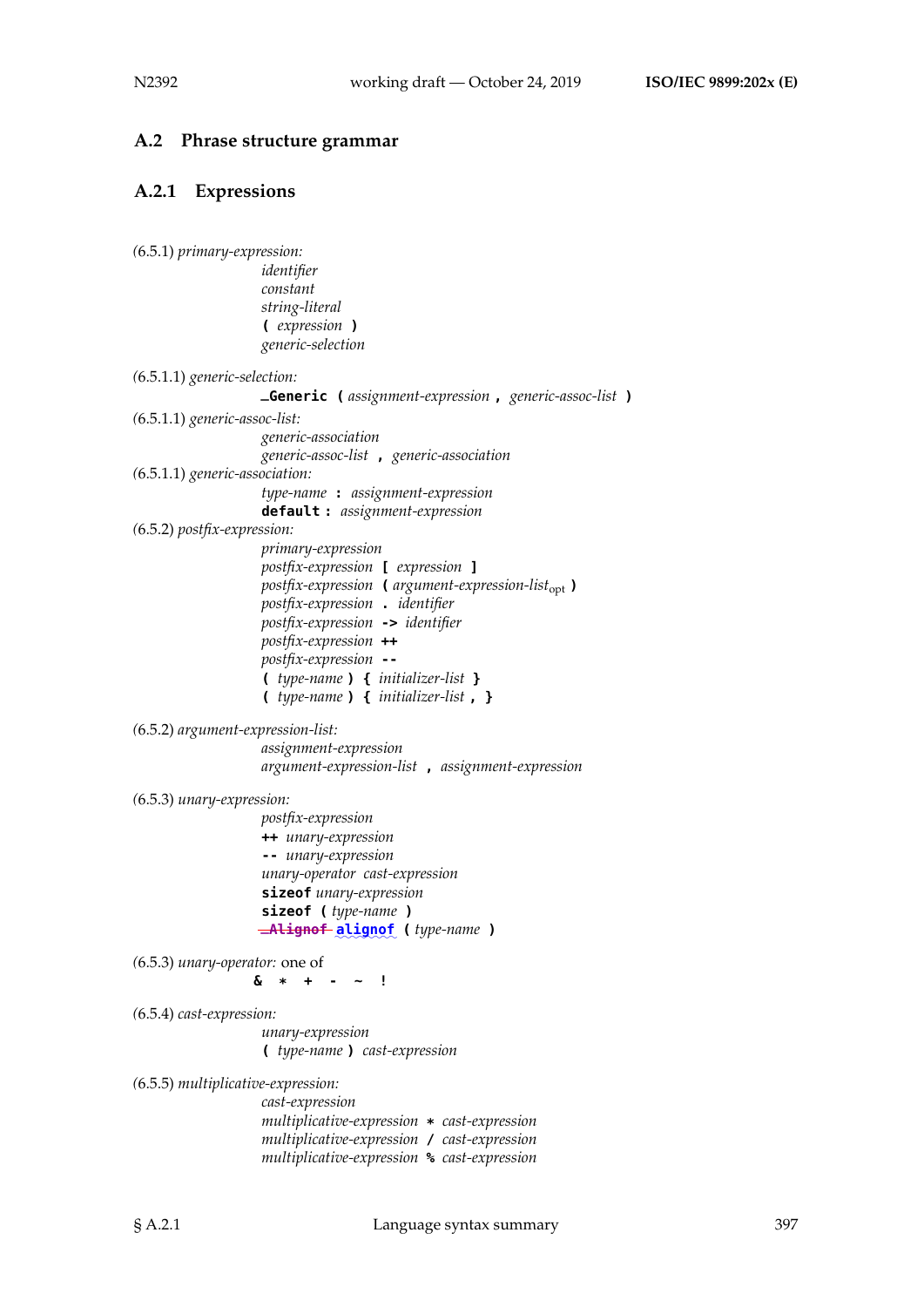## A.2 Phrase structure grammar

### A.2.1 Expressions

(6.5.1) *primary-expression:*

> *identifier*
> *constant*
> *string-literal*
> **(** *expression* **)**
> *generic-selection*

(6.5.1.1) *generic-selection:*

> **_Generic (** *assignment-expression* **,** *generic-assoc-list* **)**

(6.5.1.1) *generic-assoc-list:*

> *generic-association*
> *generic-assoc-list* **,** *generic-association*

(6.5.1.1) *generic-association:*

> *type-name* **:** *assignment-expression*
> **default :** *assignment-expression*

(6.5.2) *postfix-expression:*

> *primary-expression*
> *postfix-expression* **[** *expression* **]**
> *postfix-expression* **(** *argument-expression-list*$_{opt}$ **)**
> *postfix-expression* **.** *identifier*
> *postfix-expression* **->** *identifier*
> *postfix-expression* **++**
> *postfix-expression* **--**
> **(** *type-name* **) {** *initializer-list* **}**
> **(** *type-name* **) {** *initializer-list* **, }**

(6.5.2) *argument-expression-list:*

> *assignment-expression*
> *argument-expression-list* **,** *assignment-expression*

(6.5.3) *unary-expression:*

> *postfix-expression*
> **++** *unary-expression*
> **--** *unary-expression*
> *unary-operator cast-expression*
> **sizeof** *unary-expression*
> **sizeof (** *type-name* **)**
> ~~**_Alignof**~~ **alignof (** *type-name* **)**

(6.5.3) *unary-operator:* one of

> **& * + - ~ !**

(6.5.4) *cast-expression:*

> *unary-expression*
> **(** *type-name* **)** *cast-expression*

(6.5.5) *multiplicative-expression:*

> *cast-expression*
> *multiplicative-expression* **\*** *cast-expression*
> *multiplicative-expression* **/** *cast-expression*
> *multiplicative-expression* **%** *cast-expression*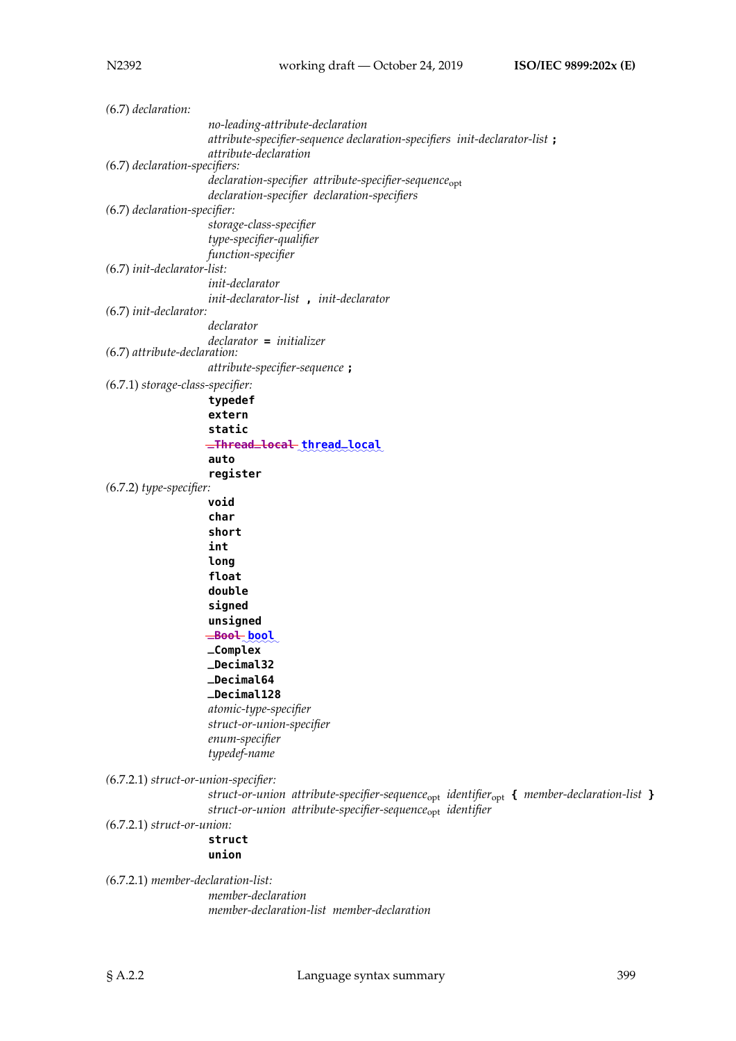(6.7) *declaration:*

> *no-leading-attribute-declaration*
> *attribute-specifier-sequence declaration-specifiers init-declarator-list* **;**
> *attribute-declaration*

(6.7) *declaration-specifiers:*

> *declaration-specifier attribute-specifier-sequence*$_{\text{opt}}$
> *declaration-specifier declaration-specifiers*

(6.7) *declaration-specifier:*

> *storage-class-specifier*
> *type-specifier-qualifier*
> *function-specifier*

(6.7) *init-declarator-list:*

> *init-declarator*
> *init-declarator-list* **,** *init-declarator*

(6.7) *init-declarator:*

> *declarator*
> *declarator* **=** *initializer*

(6.7) *attribute-declaration:*

> *attribute-specifier-sequence* **;**

(6.7.1) *storage-class-specifier:*

> **typedef**
> **extern**
> **static**
> ~~**_Thread_local**~~ **thread_local**
> **auto**
> **register**

(6.7.2) *type-specifier:*

> **void**
> **char**
> **short**
> **int**
> **long**
> **float**
> **double**
> **signed**
> **unsigned**
> ~~**_Bool**~~ **bool**
> **_Complex**
> **_Decimal32**
> **_Decimal64**
> **_Decimal128**
> *atomic-type-specifier*
> *struct-or-union-specifier*
> *enum-specifier*
> *typedef-name*

(6.7.2.1) *struct-or-union-specifier:*

> *struct-or-union attribute-specifier-sequence*$_{\text{opt}}$ *identifier*$_{\text{opt}}$ **{** *member-declaration-list* **}**
> *struct-or-union attribute-specifier-sequence*$_{\text{opt}}$ *identifier*

(6.7.2.1) *struct-or-union:*

> **struct**
> **union**

(6.7.2.1) *member-declaration-list:*

> *member-declaration*
> *member-declaration-list member-declaration*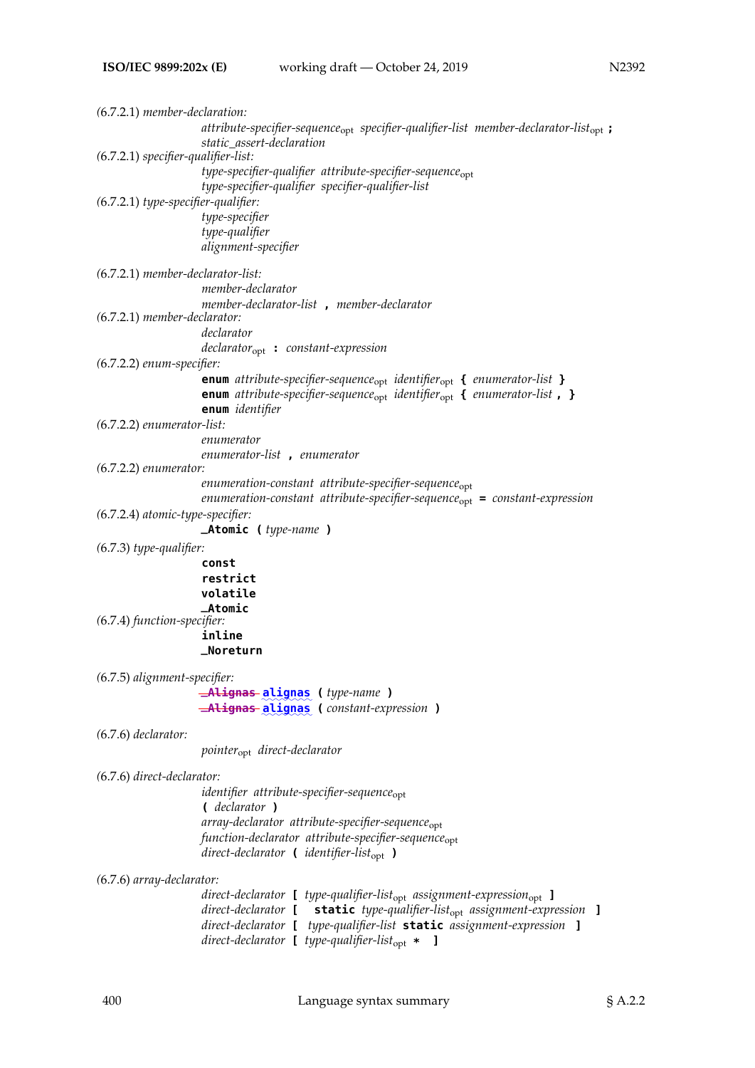(6.7.2.1) *member-declaration:*

> *attribute-specifier-sequence*$_{opt}$ *specifier-qualifier-list* *member-declarator-list*$_{opt}$ **;**
> *static_assert-declaration*

(6.7.2.1) *specifier-qualifier-list:*

> *type-specifier-qualifier* *attribute-specifier-sequence*$_{opt}$
> *type-specifier-qualifier* *specifier-qualifier-list*

(6.7.2.1) *type-specifier-qualifier:*

> *type-specifier*
> *type-qualifier*
> *alignment-specifier*

(6.7.2.1) *member-declarator-list:*

> *member-declarator*
> *member-declarator-list* **,** *member-declarator*

(6.7.2.1) *member-declarator:*

> *declarator*
> *declarator*$_{opt}$ **:** *constant-expression*

(6.7.2.2) *enum-specifier:*

> **enum** *attribute-specifier-sequence*$_{opt}$ *identifier*$_{opt}$ **{** *enumerator-list* **}**
> **enum** *attribute-specifier-sequence*$_{opt}$ *identifier*$_{opt}$ **{** *enumerator-list* **, }**
> **enum** *identifier*

(6.7.2.2) *enumerator-list:*

> *enumerator*
> *enumerator-list* **,** *enumerator*

(6.7.2.2) *enumerator:*

> *enumeration-constant* *attribute-specifier-sequence*$_{opt}$
> *enumeration-constant* *attribute-specifier-sequence*$_{opt}$ **=** *constant-expression*

(6.7.2.4) *atomic-type-specifier:*

> **_Atomic (** *type-name* **)**

(6.7.3) *type-qualifier:*

> **const**
> **restrict**
> **volatile**
> **_Atomic**

(6.7.4) *function-specifier:*

> **inline**
> **_Noreturn**

(6.7.5) *alignment-specifier:*

> ~~**_Alignas**~~ **alignas (** *type-name* **)**
> ~~**_Alignas**~~ **alignas (** *constant-expression* **)**

(6.7.6) *declarator:*

> *pointer*$_{opt}$ *direct-declarator*

(6.7.6) *direct-declarator:*

> *identifier* *attribute-specifier-sequence*$_{opt}$
> **(** *declarator* **)**
> *array-declarator* *attribute-specifier-sequence*$_{opt}$
> *function-declarator* *attribute-specifier-sequence*$_{opt}$
> *direct-declarator* **(** *identifier-list*$_{opt}$ **)**

(6.7.6) *array-declarator:*

> *direct-declarator* **[** *type-qualifier-list*$_{opt}$ *assignment-expression*$_{opt}$ **]**
> *direct-declarator* **[ static** *type-qualifier-list*$_{opt}$ *assignment-expression* **]**
> *direct-declarator* **[** *type-qualifier-list* **static** *assignment-expression* **]**
> *direct-declarator* **[** *type-qualifier-list*$_{opt}$ **\* ]**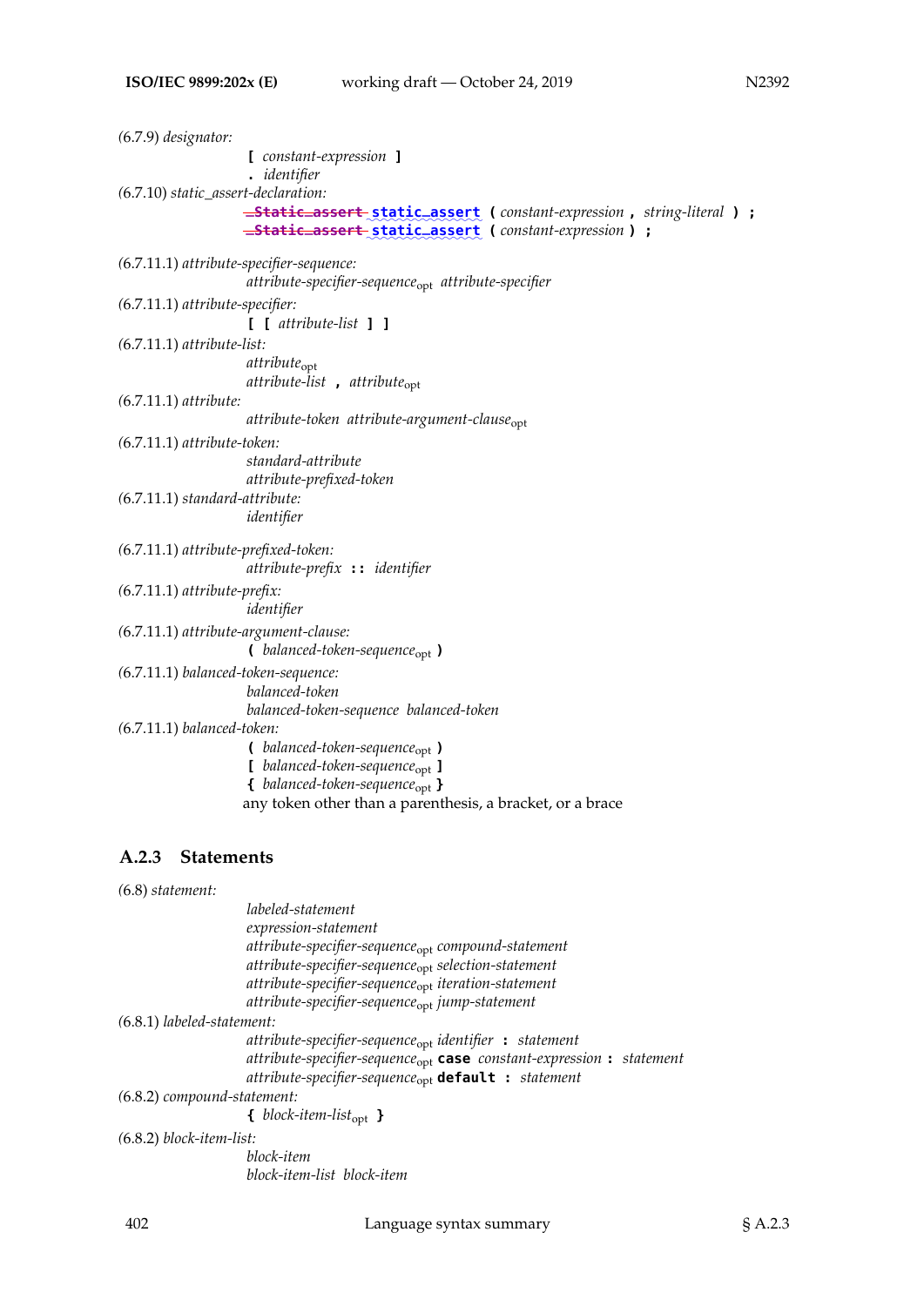*(6.7.9) designator:*

`[` *constant-expression* `]`
`.` *identifier*

*(6.7.10) static_assert-declaration:*

~~`_Static_assert`~~ `static_assert` `(` *constant-expression* `,` *string-literal* `)` `;`
~~`_Static_assert`~~ `static_assert` `(` *constant-expression* `)` `;`

*(6.7.11.1) attribute-specifier-sequence:*

*attribute-specifier-sequence*$_{\text{opt}}$ *attribute-specifier*

*(6.7.11.1) attribute-specifier:*

`[` `[` *attribute-list* `]` `]`

*(6.7.11.1) attribute-list:*

*attribute*$_{\text{opt}}$
*attribute-list* `,` *attribute*$_{\text{opt}}$

*(6.7.11.1) attribute:*

*attribute-token* *attribute-argument-clause*$_{\text{opt}}$

*(6.7.11.1) attribute-token:*

*standard-attribute*
*attribute-prefixed-token*

*(6.7.11.1) standard-attribute:*

*identifier*

*(6.7.11.1) attribute-prefixed-token:*

*attribute-prefix* `::` *identifier*

*(6.7.11.1) attribute-prefix:*

*identifier*

*(6.7.11.1) attribute-argument-clause:*

`(` *balanced-token-sequence*$_{\text{opt}}$ `)`

*(6.7.11.1) balanced-token-sequence:*

*balanced-token*
*balanced-token-sequence* *balanced-token*

*(6.7.11.1) balanced-token:*

`(` *balanced-token-sequence*$_{\text{opt}}$ `)`
`[` *balanced-token-sequence*$_{\text{opt}}$ `]`
`{` *balanced-token-sequence*$_{\text{opt}}$ `}`
any token other than a parenthesis, a bracket, or a brace

### A.2.3 Statements

*(6.8) statement:*

*labeled-statement*
*expression-statement*
*attribute-specifier-sequence*$_{\text{opt}}$ *compound-statement*
*attribute-specifier-sequence*$_{\text{opt}}$ *selection-statement*
*attribute-specifier-sequence*$_{\text{opt}}$ *iteration-statement*
*attribute-specifier-sequence*$_{\text{opt}}$ *jump-statement*

*(6.8.1) labeled-statement:*

*attribute-specifier-sequence*$_{\text{opt}}$ *identifier* `:` *statement*
*attribute-specifier-sequence*$_{\text{opt}}$ **`case`** *constant-expression* `:` *statement*
*attribute-specifier-sequence*$_{\text{opt}}$ **`default`** `:` *statement*

*(6.8.2) compound-statement:*

`{` *block-item-list*$_{\text{opt}}$ `}`

*(6.8.2) block-item-list:*

*block-item*
*block-item-list* *block-item*